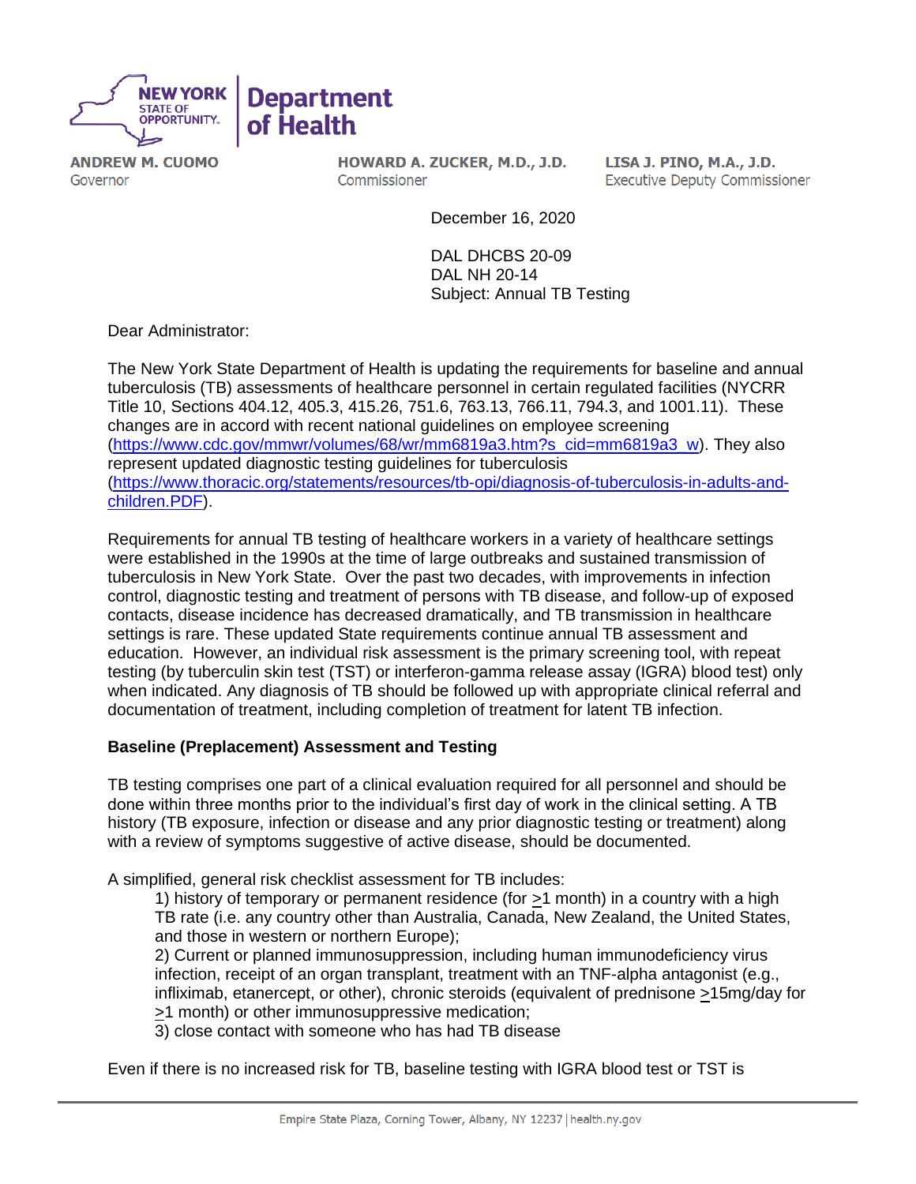NEW YORK STATE OF OPPORTUNITY. | Department of Health

**ANDREW M. CUOMO**
Governor

**HOWARD A. ZUCKER, M.D., J.D.**
Commissioner

**LISA J. PINO, M.A., J.D.**
Executive Deputy Commissioner

December 16, 2020

DAL DHCBS 20-09
DAL NH 20-14
Subject: Annual TB Testing

Dear Administrator:

The New York State Department of Health is updating the requirements for baseline and annual tuberculosis (TB) assessments of healthcare personnel in certain regulated facilities (NYCRR Title 10, Sections 404.12, 405.3, 415.26, 751.6, 763.13, 766.11, 794.3, and 1001.11). These changes are in accord with recent national guidelines on employee screening (https://www.cdc.gov/mmwr/volumes/68/wr/mm6819a3.htm?s_cid=mm6819a3_w). They also represent updated diagnostic testing guidelines for tuberculosis (https://www.thoracic.org/statements/resources/tb-opi/diagnosis-of-tuberculosis-in-adults-and-children.PDF).

Requirements for annual TB testing of healthcare workers in a variety of healthcare settings were established in the 1990s at the time of large outbreaks and sustained transmission of tuberculosis in New York State. Over the past two decades, with improvements in infection control, diagnostic testing and treatment of persons with TB disease, and follow-up of exposed contacts, disease incidence has decreased dramatically, and TB transmission in healthcare settings is rare. These updated State requirements continue annual TB assessment and education. However, an individual risk assessment is the primary screening tool, with repeat testing (by tuberculin skin test (TST) or interferon-gamma release assay (IGRA) blood test) only when indicated. Any diagnosis of TB should be followed up with appropriate clinical referral and documentation of treatment, including completion of treatment for latent TB infection.

**Baseline (Preplacement) Assessment and Testing**

TB testing comprises one part of a clinical evaluation required for all personnel and should be done within three months prior to the individual's first day of work in the clinical setting. A TB history (TB exposure, infection or disease and any prior diagnostic testing or treatment) along with a review of symptoms suggestive of active disease, should be documented.

A simplified, general risk checklist assessment for TB includes:

1) history of temporary or permanent residence (for ≥1 month) in a country with a high TB rate (i.e. any country other than Australia, Canada, New Zealand, the United States, and those in western or northern Europe);
2) Current or planned immunosuppression, including human immunodeficiency virus infection, receipt of an organ transplant, treatment with an TNF-alpha antagonist (e.g., infliximab, etanercept, or other), chronic steroids (equivalent of prednisone ≥15mg/day for ≥1 month) or other immunosuppressive medication;
3) close contact with someone who has had TB disease

Even if there is no increased risk for TB, baseline testing with IGRA blood test or TST is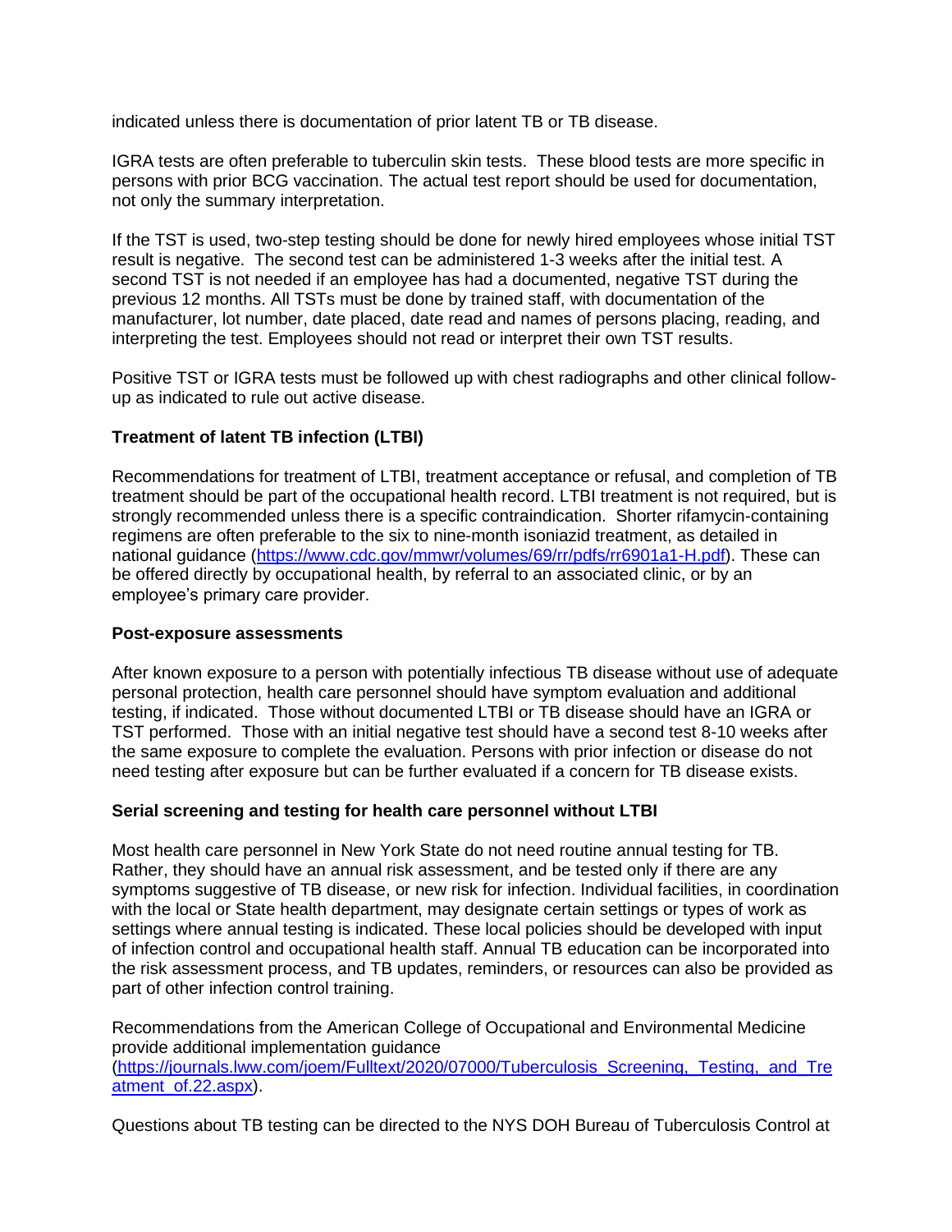indicated unless there is documentation of prior latent TB or TB disease.

IGRA tests are often preferable to tuberculin skin tests. These blood tests are more specific in persons with prior BCG vaccination. The actual test report should be used for documentation, not only the summary interpretation.

If the TST is used, two-step testing should be done for newly hired employees whose initial TST result is negative. The second test can be administered 1-3 weeks after the initial test. A second TST is not needed if an employee has had a documented, negative TST during the previous 12 months. All TSTs must be done by trained staff, with documentation of the manufacturer, lot number, date placed, date read and names of persons placing, reading, and interpreting the test. Employees should not read or interpret their own TST results.

Positive TST or IGRA tests must be followed up with chest radiographs and other clinical follow-up as indicated to rule out active disease.

**Treatment of latent TB infection (LTBI)**

Recommendations for treatment of LTBI, treatment acceptance or refusal, and completion of TB treatment should be part of the occupational health record. LTBI treatment is not required, but is strongly recommended unless there is a specific contraindication. Shorter rifamycin-containing regimens are often preferable to the six to nine-month isoniazid treatment, as detailed in national guidance (https://www.cdc.gov/mmwr/volumes/69/rr/pdfs/rr6901a1-H.pdf). These can be offered directly by occupational health, by referral to an associated clinic, or by an employee's primary care provider.

**Post-exposure assessments**

After known exposure to a person with potentially infectious TB disease without use of adequate personal protection, health care personnel should have symptom evaluation and additional testing, if indicated. Those without documented LTBI or TB disease should have an IGRA or TST performed. Those with an initial negative test should have a second test 8-10 weeks after the same exposure to complete the evaluation. Persons with prior infection or disease do not need testing after exposure but can be further evaluated if a concern for TB disease exists.

**Serial screening and testing for health care personnel without LTBI**

Most health care personnel in New York State do not need routine annual testing for TB. Rather, they should have an annual risk assessment, and be tested only if there are any symptoms suggestive of TB disease, or new risk for infection. Individual facilities, in coordination with the local or State health department, may designate certain settings or types of work as settings where annual testing is indicated. These local policies should be developed with input of infection control and occupational health staff. Annual TB education can be incorporated into the risk assessment process, and TB updates, reminders, or resources can also be provided as part of other infection control training.

Recommendations from the American College of Occupational and Environmental Medicine provide additional implementation guidance (https://journals.lww.com/joem/Fulltext/2020/07000/Tuberculosis_Screening,_Testing,_and_Treatment_of.22.aspx).

Questions about TB testing can be directed to the NYS DOH Bureau of Tuberculosis Control at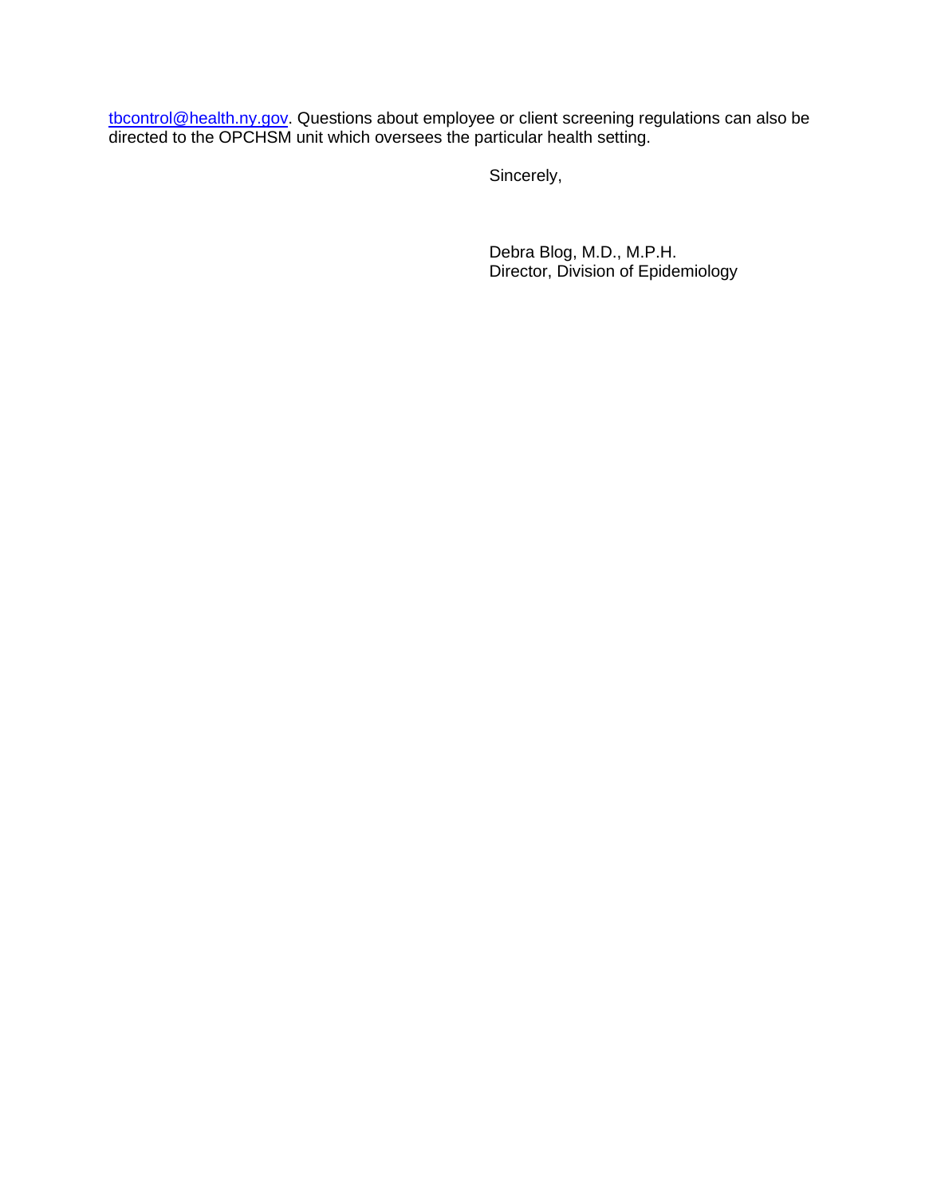tbcontrol@health.ny.gov. Questions about employee or client screening regulations can also be directed to the OPCHSM unit which oversees the particular health setting.

Sincerely,

Debra Blog, M.D., M.P.H.
Director, Division of Epidemiology